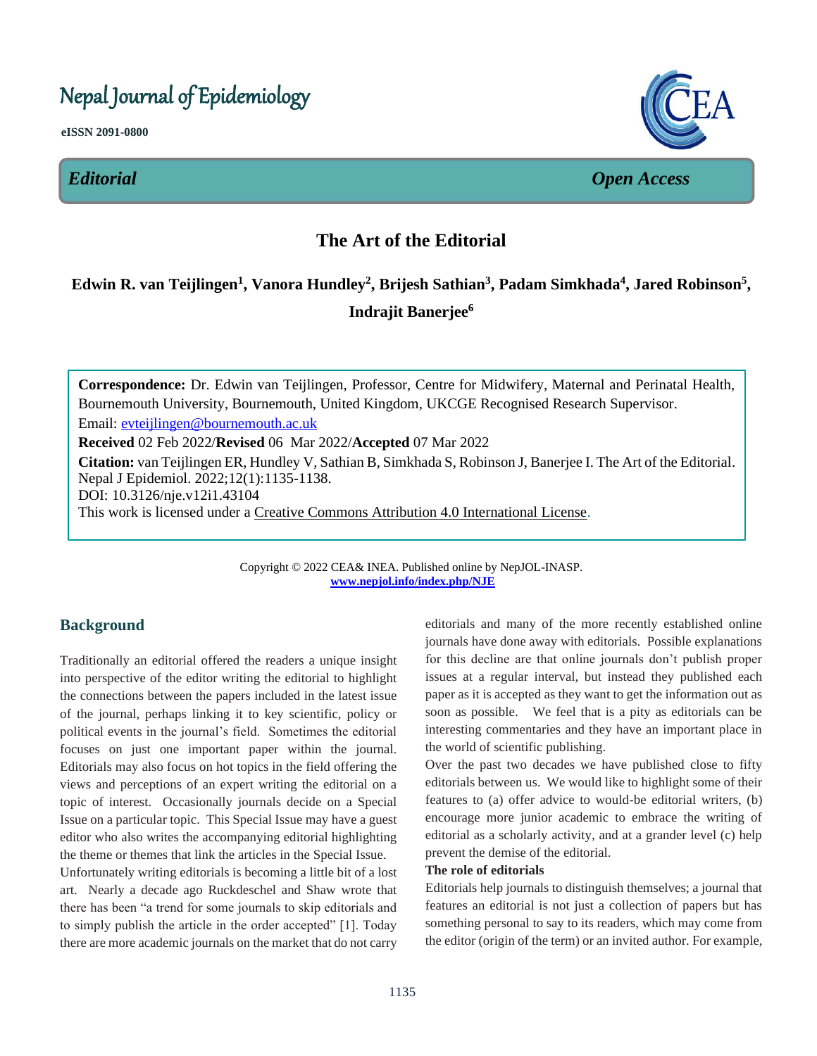# Nepal Journal of Epidemiology

**eISSN 2091-0800**

*Editorial* *Open Access*

## The Art of the Editorial

**Edwin R. van Teijlingen[1], Vanora Hundley[2], Brijesh Sathian[3], Padam Simkhada[4], Jared Robinson[5], Indrajit Banerjee[6]**

**Correspondence:** Dr. Edwin van Teijlingen, Professor, Centre for Midwifery, Maternal and Perinatal Health, Bournemouth University, Bournemouth, United Kingdom, UKCGE Recognised Research Supervisor.
Email: evteijlingen@bournemouth.ac.uk
**Received** 02 Feb 2022/**Revised** 06 Mar 2022/**Accepted** 07 Mar 2022
**Citation:** van Teijlingen ER, Hundley V, Sathian B, Simkhada S, Robinson J, Banerjee I. The Art of the Editorial. Nepal J Epidemiol. 2022;12(1):1135-1138.
DOI: 10.3126/nje.v12i1.43104
This work is licensed under a Creative Commons Attribution 4.0 International License.

Copyright © 2022 CEA& INEA. Published online by NepJOL-INASP.
www.nepjol.info/index.php/NJE

## Background

Traditionally an editorial offered the readers a unique insight into perspective of the editor writing the editorial to highlight the connections between the papers included in the latest issue of the journal, perhaps linking it to key scientific, policy or political events in the journal's field. Sometimes the editorial focuses on just one important paper within the journal. Editorials may also focus on hot topics in the field offering the views and perceptions of an expert writing the editorial on a topic of interest. Occasionally journals decide on a Special Issue on a particular topic. This Special Issue may have a guest editor who also writes the accompanying editorial highlighting the theme or themes that link the articles in the Special Issue.

Unfortunately writing editorials is becoming a little bit of a lost art. Nearly a decade ago Ruckdeschel and Shaw wrote that there has been "a trend for some journals to skip editorials and to simply publish the article in the order accepted" [1]. Today there are more academic journals on the market that do not carry editorials and many of the more recently established online journals have done away with editorials. Possible explanations for this decline are that online journals don't publish proper issues at a regular interval, but instead they published each paper as it is accepted as they want to get the information out as soon as possible. We feel that is a pity as editorials can be interesting commentaries and they have an important place in the world of scientific publishing.

Over the past two decades we have published close to fifty editorials between us. We would like to highlight some of their features to (a) offer advice to would-be editorial writers, (b) encourage more junior academic to embrace the writing of editorial as a scholarly activity, and at a grander level (c) help prevent the demise of the editorial.

### The role of editorials

Editorials help journals to distinguish themselves; a journal that features an editorial is not just a collection of papers but has something personal to say to its readers, which may come from the editor (origin of the term) or an invited author. For example,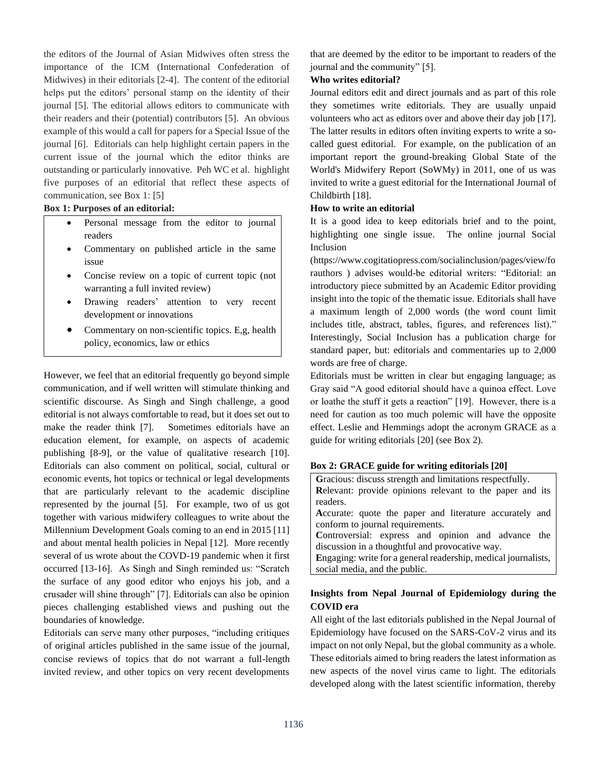the editors of the Journal of Asian Midwives often stress the importance of the ICM (International Confederation of Midwives) in their editorials [2-4]. The content of the editorial helps put the editors' personal stamp on the identity of their journal [5]. The editorial allows editors to communicate with their readers and their (potential) contributors [5]. An obvious example of this would a call for papers for a Special Issue of the journal [6]. Editorials can help highlight certain papers in the current issue of the journal which the editor thinks are outstanding or particularly innovative. Peh WC et al. highlight five purposes of an editorial that reflect these aspects of communication, see Box 1: [5]

**Box 1: Purposes of an editorial:**

- Personal message from the editor to journal readers
- Commentary on published article in the same issue
- Concise review on a topic of current topic (not warranting a full invited review)
- Drawing readers' attention to very recent development or innovations
- Commentary on non-scientific topics. E,g, health policy, economics, law or ethics

However, we feel that an editorial frequently go beyond simple communication, and if well written will stimulate thinking and scientific discourse. As Singh and Singh challenge, a good editorial is not always comfortable to read, but it does set out to make the reader think [7]. Sometimes editorials have an education element, for example, on aspects of academic publishing [8-9], or the value of qualitative research [10]. Editorials can also comment on political, social, cultural or economic events, hot topics or technical or legal developments that are particularly relevant to the academic discipline represented by the journal [5]. For example, two of us got together with various midwifery colleagues to write about the Millennium Development Goals coming to an end in 2015 [11] and about mental health policies in Nepal [12]. More recently several of us wrote about the COVD-19 pandemic when it first occurred [13-16]. As Singh and Singh reminded us: "Scratch the surface of any good editor who enjoys his job, and a crusader will shine through" [7]. Editorials can also be opinion pieces challenging established views and pushing out the boundaries of knowledge.

Editorials can serve many other purposes, "including critiques of original articles published in the same issue of the journal, concise reviews of topics that do not warrant a full-length invited review, and other topics on very recent developments that are deemed by the editor to be important to readers of the journal and the community" [5].

**Who writes editorial?**

Journal editors edit and direct journals and as part of this role they sometimes write editorials. They are usually unpaid volunteers who act as editors over and above their day job [17]. The latter results in editors often inviting experts to write a so-called guest editorial. For example, on the publication of an important report the ground-breaking Global State of the World's Midwifery Report (SoWMy) in 2011, one of us was invited to write a guest editorial for the International Journal of Childbirth [18].

**How to write an editorial**

It is a good idea to keep editorials brief and to the point, highlighting one single issue. The online journal Social Inclusion (https://www.cogitatiopress.com/socialinclusion/pages/view/forauthors ) advises would-be editorial writers: "Editorial: an introductory piece submitted by an Academic Editor providing insight into the topic of the thematic issue. Editorials shall have a maximum length of 2,000 words (the word count limit includes title, abstract, tables, figures, and references list)." Interestingly, Social Inclusion has a publication charge for standard paper, but: editorials and commentaries up to 2,000 words are free of charge.

Editorials must be written in clear but engaging language; as Gray said "A good editorial should have a quinoa effect. Love or loathe the stuff it gets a reaction" [19]. However, there is a need for caution as too much polemic will have the opposite effect. Leslie and Hemmings adopt the acronym GRACE as a guide for writing editorials [20] (see Box 2).

**Box 2: GRACE guide for writing editorials [20]**

**G**racious: discuss strength and limitations respectfully.
**R**elevant: provide opinions relevant to the paper and its readers.
**A**ccurate: quote the paper and literature accurately and conform to journal requirements.
**C**ontroversial: express and opinion and advance the discussion in a thoughtful and provocative way.
**E**ngaging: write for a general readership, medical journalists, social media, and the public.

**Insights from Nepal Journal of Epidemiology during the COVID era**

All eight of the last editorials published in the Nepal Journal of Epidemiology have focused on the SARS-CoV-2 virus and its impact on not only Nepal, but the global community as a whole. These editorials aimed to bring readers the latest information as new aspects of the novel virus came to light. The editorials developed along with the latest scientific information, thereby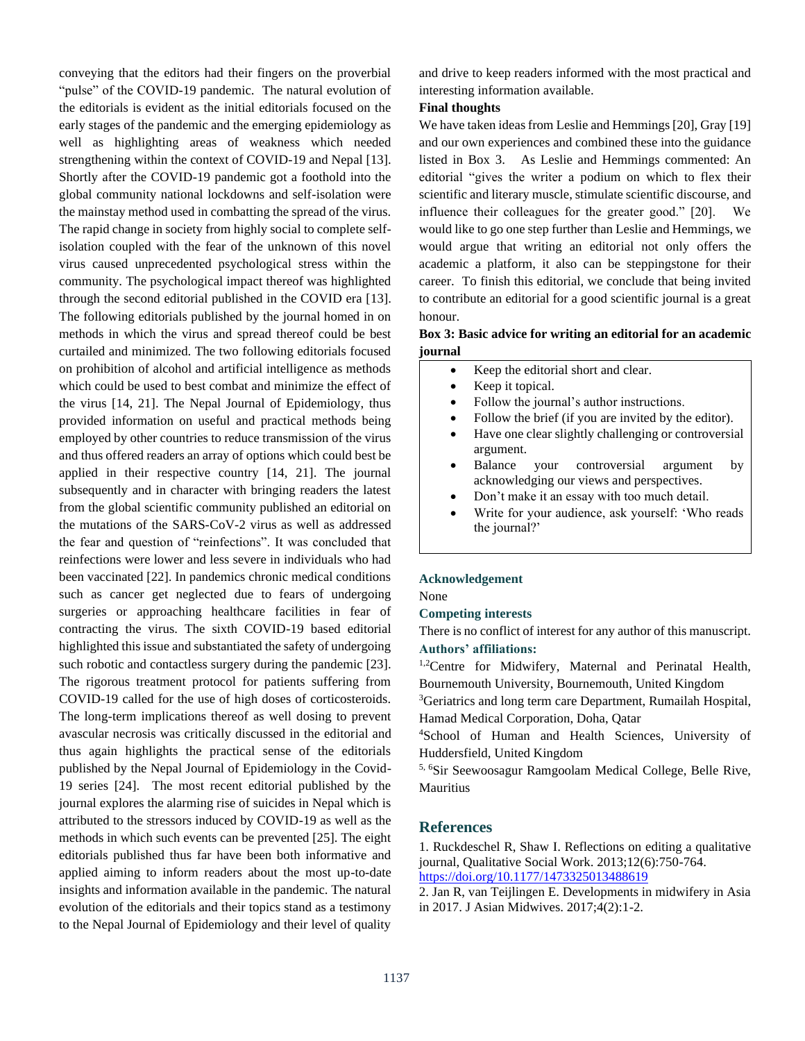conveying that the editors had their fingers on the proverbial "pulse" of the COVID-19 pandemic. The natural evolution of the editorials is evident as the initial editorials focused on the early stages of the pandemic and the emerging epidemiology as well as highlighting areas of weakness which needed strengthening within the context of COVID-19 and Nepal [13]. Shortly after the COVID-19 pandemic got a foothold into the global community national lockdowns and self-isolation were the mainstay method used in combatting the spread of the virus. The rapid change in society from highly social to complete self-isolation coupled with the fear of the unknown of this novel virus caused unprecedented psychological stress within the community. The psychological impact thereof was highlighted through the second editorial published in the COVID era [13]. The following editorials published by the journal homed in on methods in which the virus and spread thereof could be best curtailed and minimized. The two following editorials focused on prohibition of alcohol and artificial intelligence as methods which could be used to best combat and minimize the effect of the virus [14, 21]. The Nepal Journal of Epidemiology, thus provided information on useful and practical methods being employed by other countries to reduce transmission of the virus and thus offered readers an array of options which could best be applied in their respective country [14, 21]. The journal subsequently and in character with bringing readers the latest from the global scientific community published an editorial on the mutations of the SARS-CoV-2 virus as well as addressed the fear and question of "reinfections". It was concluded that reinfections were lower and less severe in individuals who had been vaccinated [22]. In pandemics chronic medical conditions such as cancer get neglected due to fears of undergoing surgeries or approaching healthcare facilities in fear of contracting the virus. The sixth COVID-19 based editorial highlighted this issue and substantiated the safety of undergoing such robotic and contactless surgery during the pandemic [23]. The rigorous treatment protocol for patients suffering from COVID-19 called for the use of high doses of corticosteroids. The long-term implications thereof as well dosing to prevent avascular necrosis was critically discussed in the editorial and thus again highlights the practical sense of the editorials published by the Nepal Journal of Epidemiology in the Covid-19 series [24]. The most recent editorial published by the journal explores the alarming rise of suicides in Nepal which is attributed to the stressors induced by COVID-19 as well as the methods in which such events can be prevented [25]. The eight editorials published thus far have been both informative and applied aiming to inform readers about the most up-to-date insights and information available in the pandemic. The natural evolution of the editorials and their topics stand as a testimony to the Nepal Journal of Epidemiology and their level of quality and drive to keep readers informed with the most practical and interesting information available.

**Final thoughts**

We have taken ideas from Leslie and Hemmings [20], Gray [19] and our own experiences and combined these into the guidance listed in Box 3. As Leslie and Hemmings commented: An editorial "gives the writer a podium on which to flex their scientific and literary muscle, stimulate scientific discourse, and influence their colleagues for the greater good." [20]. We would like to go one step further than Leslie and Hemmings, we would argue that writing an editorial not only offers the academic a platform, it also can be steppingstone for their career. To finish this editorial, we conclude that being invited to contribute an editorial for a good scientific journal is a great honour.

**Box 3: Basic advice for writing an editorial for an academic journal**

- Keep the editorial short and clear.
- Keep it topical.
- Follow the journal's author instructions.
- Follow the brief (if you are invited by the editor).
- Have one clear slightly challenging or controversial argument.
- Balance your controversial argument by acknowledging our views and perspectives.
- Don't make it an essay with too much detail.
- Write for your audience, ask yourself: 'Who reads the journal?'

**Acknowledgement**

None

**Competing interests**

There is no conflict of interest for any author of this manuscript.

**Authors' affiliations:**

[1,2]Centre for Midwifery, Maternal and Perinatal Health, Bournemouth University, Bournemouth, United Kingdom

[3]Geriatrics and long term care Department, Rumailah Hospital, Hamad Medical Corporation, Doha, Qatar

[4]School of Human and Health Sciences, University of Huddersfield, United Kingdom

[5, 6]Sir Seewoosagur Ramgoolam Medical College, Belle Rive, Mauritius

## References

1. Ruckdeschel R, Shaw I. Reflections on editing a qualitative journal, Qualitative Social Work. 2013;12(6):750-764. https://doi.org/10.1177/1473325013488619
2. Jan R, van Teijlingen E. Developments in midwifery in Asia in 2017. J Asian Midwives. 2017;4(2):1-2.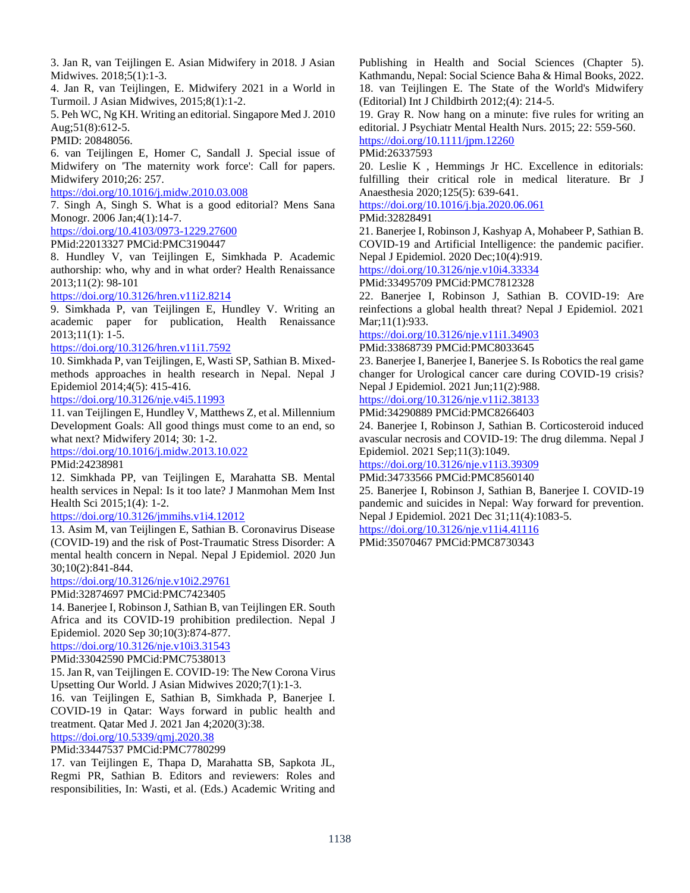3. Jan R, van Teijlingen E. Asian Midwifery in 2018. J Asian Midwives. 2018;5(1):1-3.

4. Jan R, van Teijlingen, E. Midwifery 2021 in a World in Turmoil. J Asian Midwives, 2015;8(1):1-2.

5. Peh WC, Ng KH. Writing an editorial. Singapore Med J. 2010 Aug;51(8):612-5.
PMID: 20848056.

6. van Teijlingen E, Homer C, Sandall J. Special issue of Midwifery on 'The maternity work force': Call for papers. Midwifery 2010;26: 257.
https://doi.org/10.1016/j.midw.2010.03.008

7. Singh A, Singh S. What is a good editorial? Mens Sana Monogr. 2006 Jan;4(1):14-7.
https://doi.org/10.4103/0973-1229.27600
PMid:22013327 PMCid:PMC3190447

8. Hundley V, van Teijlingen E, Simkhada P. Academic authorship: who, why and in what order? Health Renaissance 2013;11(2): 98-101
https://doi.org/10.3126/hren.v11i2.8214

9. Simkhada P, van Teijlingen E, Hundley V. Writing an academic paper for publication, Health Renaissance 2013;11(1): 1-5.
https://doi.org/10.3126/hren.v11i1.7592

10. Simkhada P, van Teijlingen, E, Wasti SP, Sathian B. Mixed-methods approaches in health research in Nepal. Nepal J Epidemiol 2014;4(5): 415-416.
https://doi.org/10.3126/nje.v4i5.11993

11. van Teijlingen E, Hundley V, Matthews Z, et al. Millennium Development Goals: All good things must come to an end, so what next? Midwifery 2014; 30: 1-2.
https://doi.org/10.1016/j.midw.2013.10.022
PMid:24238981

12. Simkhada PP, van Teijlingen E, Marahatta SB. Mental health services in Nepal: Is it too late? J Manmohan Mem Inst Health Sci 2015;1(4): 1-2.
https://doi.org/10.3126/jmmihs.v1i4.12012

13. Asim M, van Teijlingen E, Sathian B. Coronavirus Disease (COVID-19) and the risk of Post-Traumatic Stress Disorder: A mental health concern in Nepal. Nepal J Epidemiol. 2020 Jun 30;10(2):841-844.
https://doi.org/10.3126/nje.v10i2.29761
PMid:32874697 PMCid:PMC7423405

14. Banerjee I, Robinson J, Sathian B, van Teijlingen ER. South Africa and its COVID-19 prohibition predilection. Nepal J Epidemiol. 2020 Sep 30;10(3):874-877.
https://doi.org/10.3126/nje.v10i3.31543
PMid:33042590 PMCid:PMC7538013

15. Jan R, van Teijlingen E. COVID-19: The New Corona Virus Upsetting Our World. J Asian Midwives 2020;7(1):1-3.

16. van Teijlingen E, Sathian B, Simkhada P, Banerjee I. COVID-19 in Qatar: Ways forward in public health and treatment. Qatar Med J. 2021 Jan 4;2020(3):38.
https://doi.org/10.5339/qmj.2020.38
PMid:33447537 PMCid:PMC7780299

17. van Teijlingen E, Thapa D, Marahatta SB, Sapkota JL, Regmi PR, Sathian B. Editors and reviewers: Roles and responsibilities, In: Wasti, et al. (Eds.) Academic Writing and Publishing in Health and Social Sciences (Chapter 5). Kathmandu, Nepal: Social Science Baha & Himal Books, 2022.

18. van Teijlingen E. The State of the World's Midwifery (Editorial) Int J Childbirth 2012;(4): 214-5.

19. Gray R. Now hang on a minute: five rules for writing an editorial. J Psychiatr Mental Health Nurs. 2015; 22: 559-560.
https://doi.org/10.1111/jpm.12260
PMid:26337593

20. Leslie K , Hemmings Jr HC. Excellence in editorials: fulfilling their critical role in medical literature. Br J Anaesthesia 2020;125(5): 639-641.
https://doi.org/10.1016/j.bja.2020.06.061
PMid:32828491

21. Banerjee I, Robinson J, Kashyap A, Mohabeer P, Sathian B. COVID-19 and Artificial Intelligence: the pandemic pacifier. Nepal J Epidemiol. 2020 Dec;10(4):919.
https://doi.org/10.3126/nje.v10i4.33334
PMid:33495709 PMCid:PMC7812328

22. Banerjee I, Robinson J, Sathian B. COVID-19: Are reinfections a global health threat? Nepal J Epidemiol. 2021 Mar;11(1):933.
https://doi.org/10.3126/nje.v11i1.34903
PMid:33868739 PMCid:PMC8033645

23. Banerjee I, Banerjee I, Banerjee S. Is Robotics the real game changer for Urological cancer care during COVID-19 crisis? Nepal J Epidemiol. 2021 Jun;11(2):988.
https://doi.org/10.3126/nje.v11i2.38133
PMid:34290889 PMCid:PMC8266403

24. Banerjee I, Robinson J, Sathian B. Corticosteroid induced avascular necrosis and COVID-19: The drug dilemma. Nepal J Epidemiol. 2021 Sep;11(3):1049.
https://doi.org/10.3126/nje.v11i3.39309
PMid:34733566 PMCid:PMC8560140

25. Banerjee I, Robinson J, Sathian B, Banerjee I. COVID-19 pandemic and suicides in Nepal: Way forward for prevention. Nepal J Epidemiol. 2021 Dec 31;11(4):1083-5.
https://doi.org/10.3126/nje.v11i4.41116
PMid:35070467 PMCid:PMC8730343